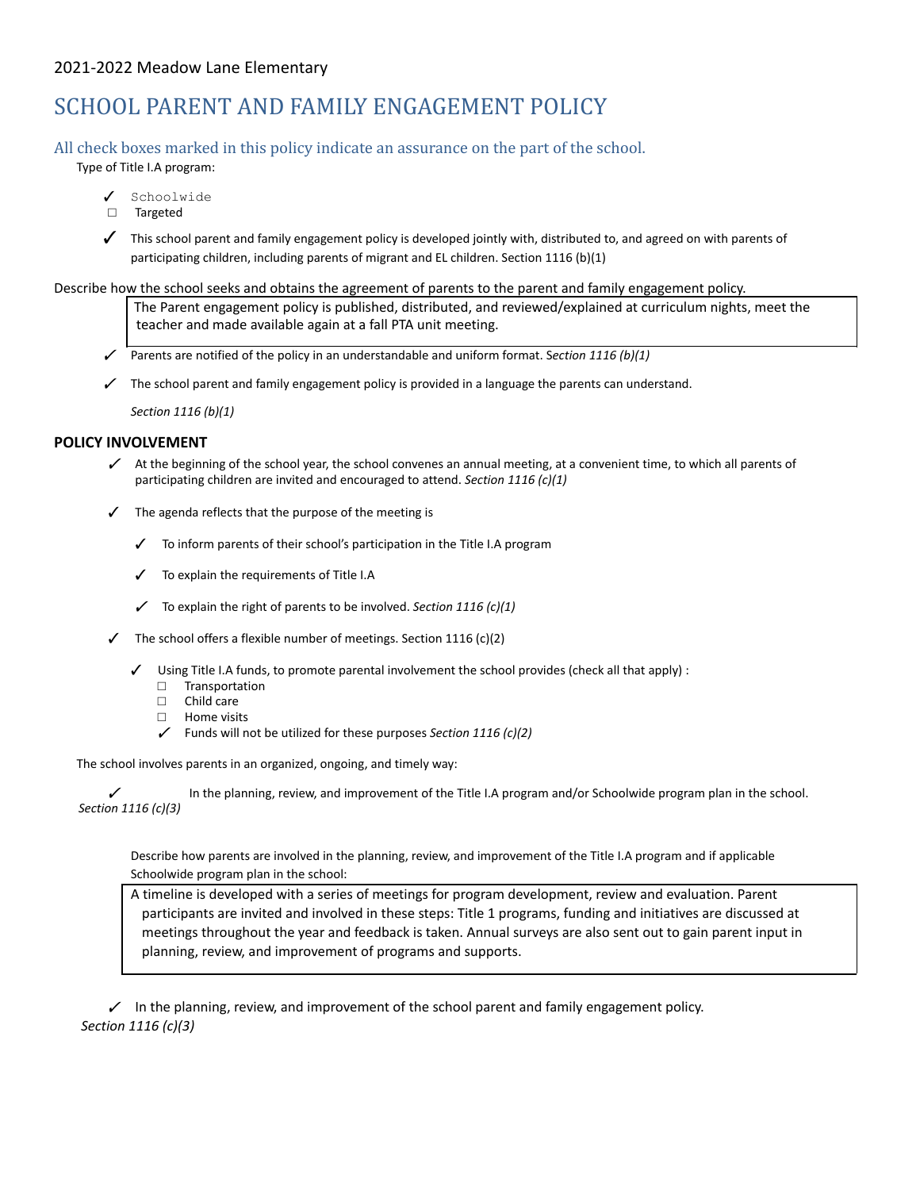2021-2022 Meadow Lane Elementary

# SCHOOL PARENT AND FAMILY ENGAGEMENT POLICY

## All check boxes marked in this policy indicate an assurance on the part of the school.

Type of Title I.A program:

- ✓ Schoolwide
- ☐ Targeted

- ✓ This school parent and family engagement policy is developed jointly with, distributed to, and agreed on with parents of participating children, including parents of migrant and EL children. Section 1116 (b)(1)

Describe how the school seeks and obtains the agreement of parents to the parent and family engagement policy.

> The Parent engagement policy is published, distributed, and reviewed/explained at curriculum nights, meet the teacher and made available again at a fall PTA unit meeting.

- ✓ Parents are notified of the policy in an understandable and uniform format. *Section 1116 (b)(1)*
- ✓ The school parent and family engagement policy is provided in a language the parents can understand.

  *Section 1116 (b)(1)*

### POLICY INVOLVEMENT

- ✓ At the beginning of the school year, the school convenes an annual meeting, at a convenient time, to which all parents of participating children are invited and encouraged to attend. *Section 1116 (c)(1)*
- ✓ The agenda reflects that the purpose of the meeting is
  - ✓ To inform parents of their school's participation in the Title I.A program
  - ✓ To explain the requirements of Title I.A
  - ✓ To explain the right of parents to be involved. *Section 1116 (c)(1)*
- ✓ The school offers a flexible number of meetings. Section 1116 (c)(2)
  - ✓ Using Title I.A funds, to promote parental involvement the school provides (check all that apply) :
    - ☐ Transportation
    - ☐ Child care
    - ☐ Home visits
    - ✓ Funds will not be utilized for these purposes *Section 1116 (c)(2)*

The school involves parents in an organized, ongoing, and timely way:

- ✓ In the planning, review, and improvement of the Title I.A program and/or Schoolwide program plan in the school. *Section 1116 (c)(3)*

Describe how parents are involved in the planning, review, and improvement of the Title I.A program and if applicable Schoolwide program plan in the school:

> A timeline is developed with a series of meetings for program development, review and evaluation. Parent participants are invited and involved in these steps: Title 1 programs, funding and initiatives are discussed at meetings throughout the year and feedback is taken. Annual surveys are also sent out to gain parent input in planning, review, and improvement of programs and supports.

- ✓ In the planning, review, and improvement of the school parent and family engagement policy. *Section 1116 (c)(3)*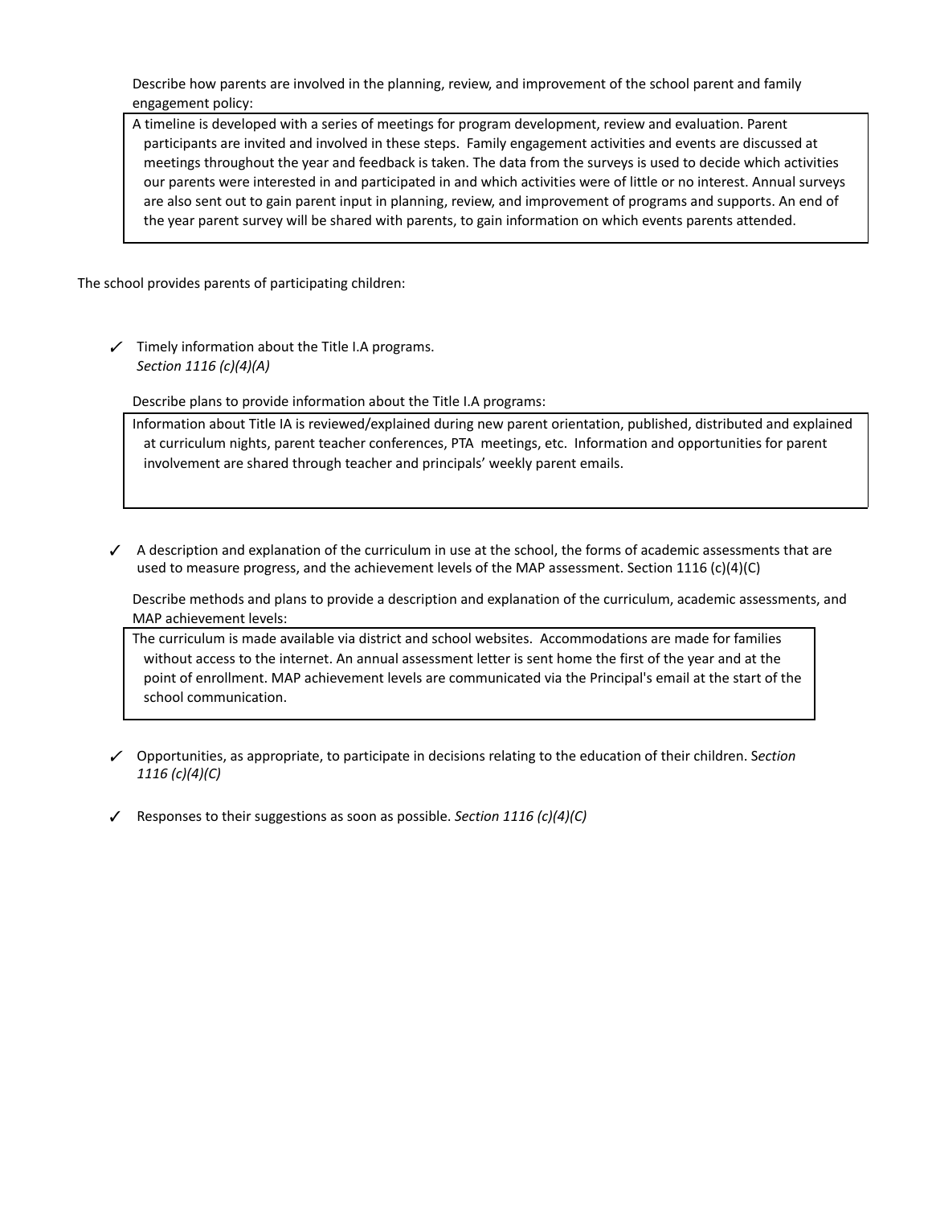Describe how parents are involved in the planning, review, and improvement of the school parent and family engagement policy:

> A timeline is developed with a series of meetings for program development, review and evaluation. Parent participants are invited and involved in these steps. Family engagement activities and events are discussed at meetings throughout the year and feedback is taken. The data from the surveys is used to decide which activities our parents were interested in and participated in and which activities were of little or no interest. Annual surveys are also sent out to gain parent input in planning, review, and improvement of programs and supports. An end of the year parent survey will be shared with parents, to gain information on which events parents attended.

The school provides parents of participating children:

- ✓ Timely information about the Title I.A programs.
  *Section 1116 (c)(4)(A)*

  Describe plans to provide information about the Title I.A programs:

  > Information about Title IA is reviewed/explained during new parent orientation, published, distributed and explained at curriculum nights, parent teacher conferences, PTA meetings, etc. Information and opportunities for parent involvement are shared through teacher and principals' weekly parent emails.

- ✓ A description and explanation of the curriculum in use at the school, the forms of academic assessments that are used to measure progress, and the achievement levels of the MAP assessment. Section 1116 (c)(4)(C)

  Describe methods and plans to provide a description and explanation of the curriculum, academic assessments, and MAP achievement levels:

  > The curriculum is made available via district and school websites. Accommodations are made for families without access to the internet. An annual assessment letter is sent home the first of the year and at the point of enrollment. MAP achievement levels are communicated via the Principal's email at the start of the school communication.

- ✓ Opportunities, as appropriate, to participate in decisions relating to the education of their children. S*ection 1116 (c)(4)(C)*

- ✓ Responses to their suggestions as soon as possible. *Section 1116 (c)(4)(C)*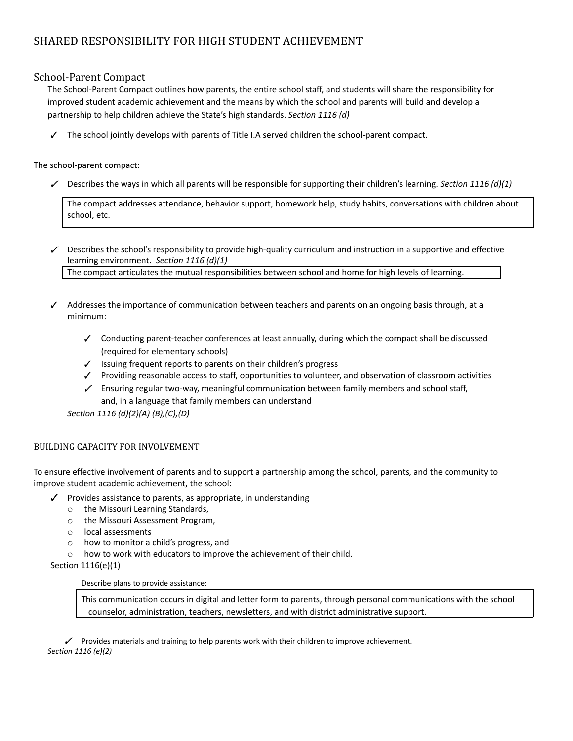# SHARED RESPONSIBILITY FOR HIGH STUDENT ACHIEVEMENT

## School-Parent Compact

The School-Parent Compact outlines how parents, the entire school staff, and students will share the responsibility for improved student academic achievement and the means by which the school and parents will build and develop a partnership to help children achieve the State's high standards. *Section 1116 (d)*

- ✓ The school jointly develops with parents of Title I.A served children the school-parent compact.

The school-parent compact:

- ✓ Describes the ways in which all parents will be responsible for supporting their children's learning. *Section 1116 (d)(1)*

  The compact addresses attendance, behavior support, homework help, study habits, conversations with children about school, etc.

- ✓ Describes the school's responsibility to provide high-quality curriculum and instruction in a supportive and effective learning environment. *Section 1116 (d)(1)*

  The compact articulates the mutual responsibilities between school and home for high levels of learning.

- ✓ Addresses the importance of communication between teachers and parents on an ongoing basis through, at a minimum:
  - ✓ Conducting parent-teacher conferences at least annually, during which the compact shall be discussed (required for elementary schools)
  - ✓ Issuing frequent reports to parents on their children's progress
  - ✓ Providing reasonable access to staff, opportunities to volunteer, and observation of classroom activities
  - ✓ Ensuring regular two-way, meaningful communication between family members and school staff, and, in a language that family members can understand

  *Section 1116 (d)(2)(A) (B),(C),(D)*

### BUILDING CAPACITY FOR INVOLVEMENT

To ensure effective involvement of parents and to support a partnership among the school, parents, and the community to improve student academic achievement, the school:

- ✓ Provides assistance to parents, as appropriate, in understanding
  - the Missouri Learning Standards,
  - the Missouri Assessment Program,
  - local assessments
  - how to monitor a child's progress, and
  - how to work with educators to improve the achievement of their child.

  Section 1116(e)(1)

  Describe plans to provide assistance:

  This communication occurs in digital and letter form to parents, through personal communications with the school counselor, administration, teachers, newsletters, and with district administrative support.

- ✓ Provides materials and training to help parents work with their children to improve achievement.

  *Section 1116 (e)(2)*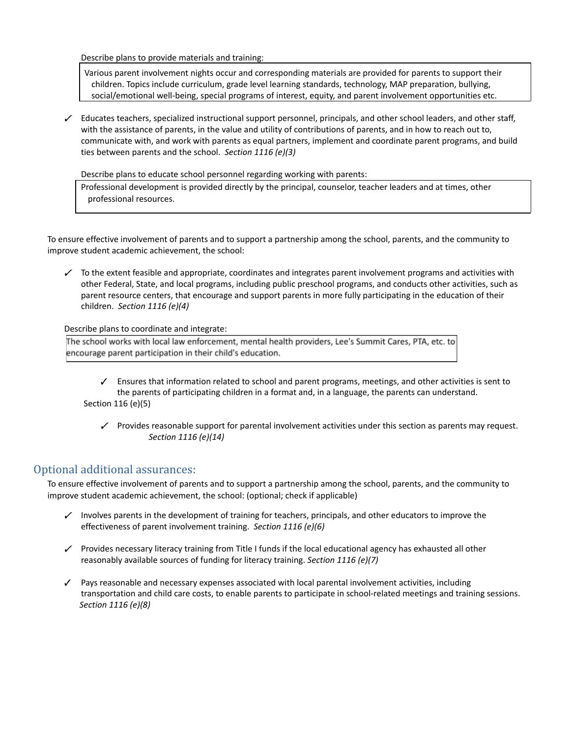Describe plans to provide materials and training:

Various parent involvement nights occur and corresponding materials are provided for parents to support their children. Topics include curriculum, grade level learning standards, technology, MAP preparation, bullying, social/emotional well-being, special programs of interest, equity, and parent involvement opportunities etc.

- ✓ Educates teachers, specialized instructional support personnel, principals, and other school leaders, and other staff, with the assistance of parents, in the value and utility of contributions of parents, and in how to reach out to, communicate with, and work with parents as equal partners, implement and coordinate parent programs, and build ties between parents and the school. *Section 1116 (e)(3)*

Describe plans to educate school personnel regarding working with parents:

Professional development is provided directly by the principal, counselor, teacher leaders and at times, other professional resources.

To ensure effective involvement of parents and to support a partnership among the school, parents, and the community to improve student academic achievement, the school:

- ✓ To the extent feasible and appropriate, coordinates and integrates parent involvement programs and activities with other Federal, State, and local programs, including public preschool programs, and conducts other activities, such as parent resource centers, that encourage and support parents in more fully participating in the education of their children. *Section 1116 (e)(4)*

Describe plans to coordinate and integrate:

The school works with local law enforcement, mental health providers, Lee's Summit Cares, PTA, etc. to encourage parent participation in their child's education.

- ✓ Ensures that information related to school and parent programs, meetings, and other activities is sent to the parents of participating children in a format and, in a language, the parents can understand. Section 116 (e)(5)

- ✓ Provides reasonable support for parental involvement activities under this section as parents may request. *Section 1116 (e)(14)*

## Optional additional assurances:

To ensure effective involvement of parents and to support a partnership among the school, parents, and the community to improve student academic achievement, the school: (optional; check if applicable)

- ✓ Involves parents in the development of training for teachers, principals, and other educators to improve the effectiveness of parent involvement training. *Section 1116 (e)(6)*

- ✓ Provides necessary literacy training from Title I funds if the local educational agency has exhausted all other reasonably available sources of funding for literacy training. *Section 1116 (e)(7)*

- ✓ Pays reasonable and necessary expenses associated with local parental involvement activities, including transportation and child care costs, to enable parents to participate in school-related meetings and training sessions. *Section 1116 (e)(8)*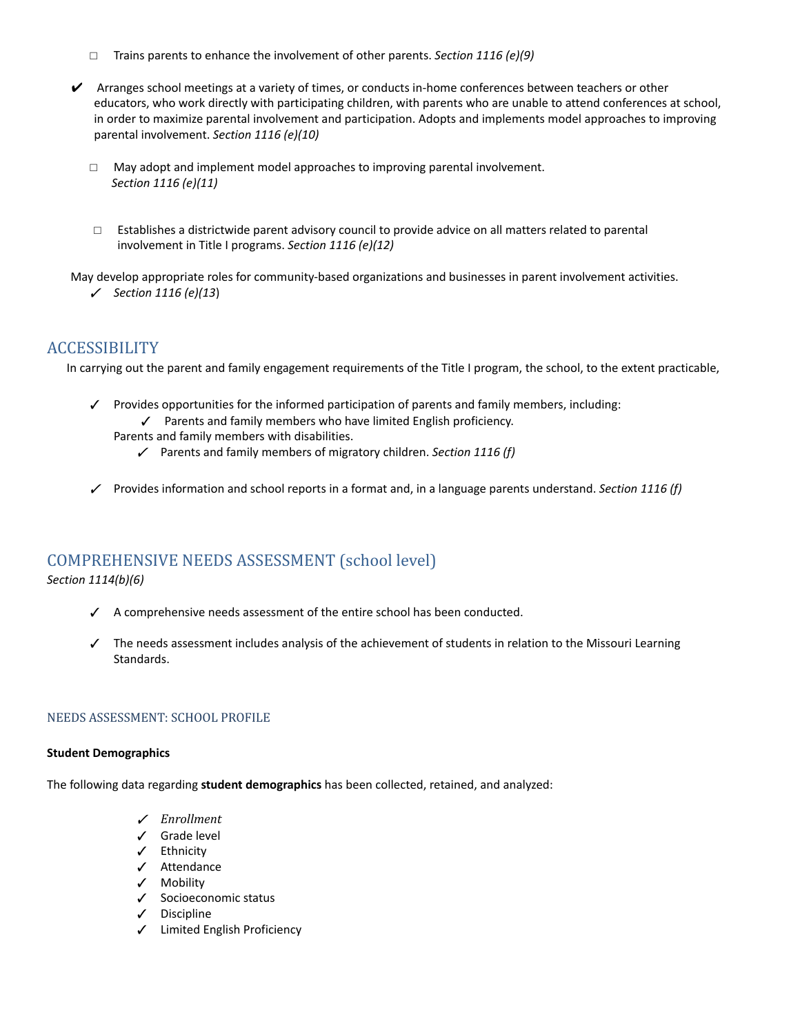- ☐ Trains parents to enhance the involvement of other parents. *Section 1116 (e)(9)*

- ✔ Arranges school meetings at a variety of times, or conducts in-home conferences between teachers or other educators, who work directly with participating children, with parents who are unable to attend conferences at school, in order to maximize parental involvement and participation. Adopts and implements model approaches to improving parental involvement. *Section 1116 (e)(10)*

- ☐ May adopt and implement model approaches to improving parental involvement. *Section 1116 (e)(11)*

- ☐ Establishes a districtwide parent advisory council to provide advice on all matters related to parental involvement in Title I programs. *Section 1116 (e)(12)*

May develop appropriate roles for community-based organizations and businesses in parent involvement activities.
- ✓ *Section 1116 (e)(13*)

## ACCESSIBILITY

In carrying out the parent and family engagement requirements of the Title I program, the school, to the extent practicable,

- ✓ Provides opportunities for the informed participation of parents and family members, including:
  - ✓ Parents and family members who have limited English proficiency.

  Parents and family members with disabilities.
  - ✓ Parents and family members of migratory children. *Section 1116 (f)*

- ✓ Provides information and school reports in a format and, in a language parents understand. *Section 1116 (f)*

## COMPREHENSIVE NEEDS ASSESSMENT (school level)

*Section 1114(b)(6)*

- ✓ A comprehensive needs assessment of the entire school has been conducted.

- ✓ The needs assessment includes analysis of the achievement of students in relation to the Missouri Learning Standards.

### NEEDS ASSESSMENT: SCHOOL PROFILE

**Student Demographics**

The following data regarding **student demographics** has been collected, retained, and analyzed:

- ✓ *Enrollment*
- ✓ Grade level
- ✓ Ethnicity
- ✓ Attendance
- ✓ Mobility
- ✓ Socioeconomic status
- ✓ Discipline
- ✓ Limited English Proficiency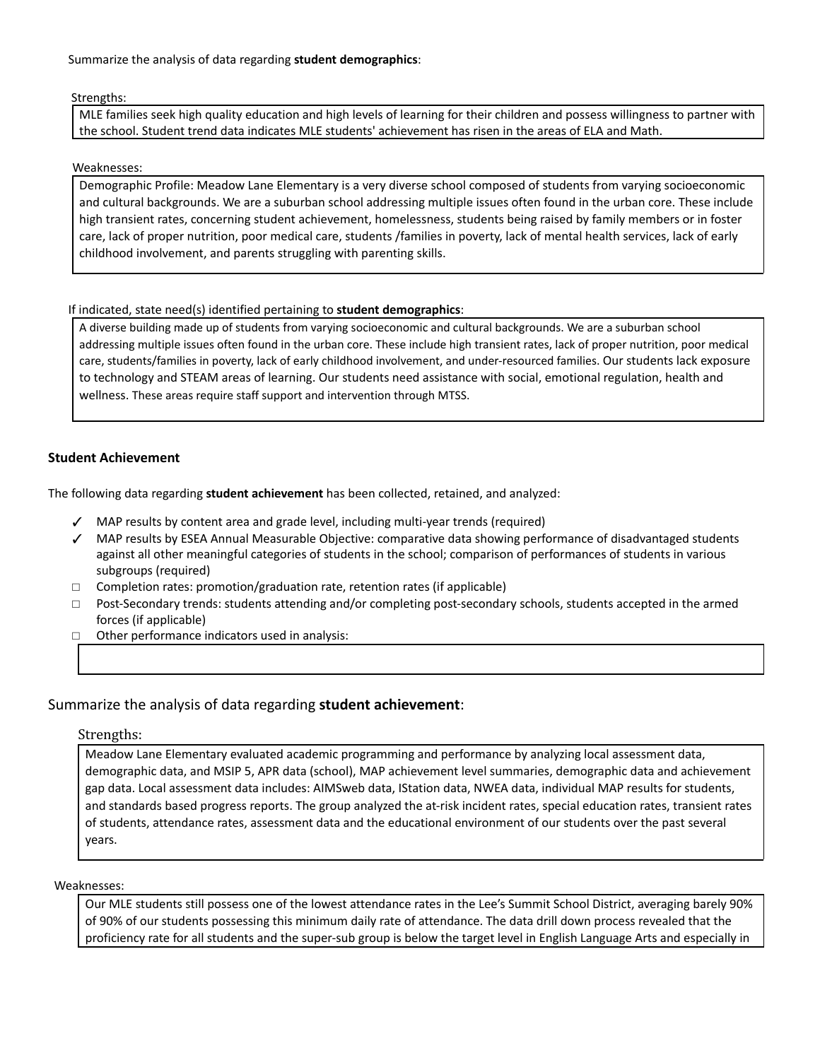Summarize the analysis of data regarding **student demographics**:

Strengths:

MLE families seek high quality education and high levels of learning for their children and possess willingness to partner with the school. Student trend data indicates MLE students' achievement has risen in the areas of ELA and Math.

Weaknesses:

Demographic Profile: Meadow Lane Elementary is a very diverse school composed of students from varying socioeconomic and cultural backgrounds. We are a suburban school addressing multiple issues often found in the urban core. These include high transient rates, concerning student achievement, homelessness, students being raised by family members or in foster care, lack of proper nutrition, poor medical care, students /families in poverty, lack of mental health services, lack of early childhood involvement, and parents struggling with parenting skills.

If indicated, state need(s) identified pertaining to **student demographics**:

A diverse building made up of students from varying socioeconomic and cultural backgrounds. We are a suburban school addressing multiple issues often found in the urban core. These include high transient rates, lack of proper nutrition, poor medical care, students/families in poverty, lack of early childhood involvement, and under-resourced families. Our students lack exposure to technology and STEAM areas of learning. Our students need assistance with social, emotional regulation, health and wellness. These areas require staff support and intervention through MTSS.

### Student Achievement

The following data regarding **student achievement** has been collected, retained, and analyzed:

- ✓ MAP results by content area and grade level, including multi-year trends (required)
- ✓ MAP results by ESEA Annual Measurable Objective: comparative data showing performance of disadvantaged students against all other meaningful categories of students in the school; comparison of performances of students in various subgroups (required)
- ☐ Completion rates: promotion/graduation rate, retention rates (if applicable)
- ☐ Post-Secondary trends: students attending and/or completing post-secondary schools, students accepted in the armed forces (if applicable)
- ☐ Other performance indicators used in analysis:

Summarize the analysis of data regarding **student achievement**:

Strengths:

Meadow Lane Elementary evaluated academic programming and performance by analyzing local assessment data, demographic data, and MSIP 5, APR data (school), MAP achievement level summaries, demographic data and achievement gap data. Local assessment data includes: AIMSweb data, IStation data, NWEA data, individual MAP results for students, and standards based progress reports. The group analyzed the at-risk incident rates, special education rates, transient rates of students, attendance rates, assessment data and the educational environment of our students over the past several years.

Weaknesses:

Our MLE students still possess one of the lowest attendance rates in the Lee's Summit School District, averaging barely 90% of 90% of our students possessing this minimum daily rate of attendance. The data drill down process revealed that the proficiency rate for all students and the super-sub group is below the target level in English Language Arts and especially in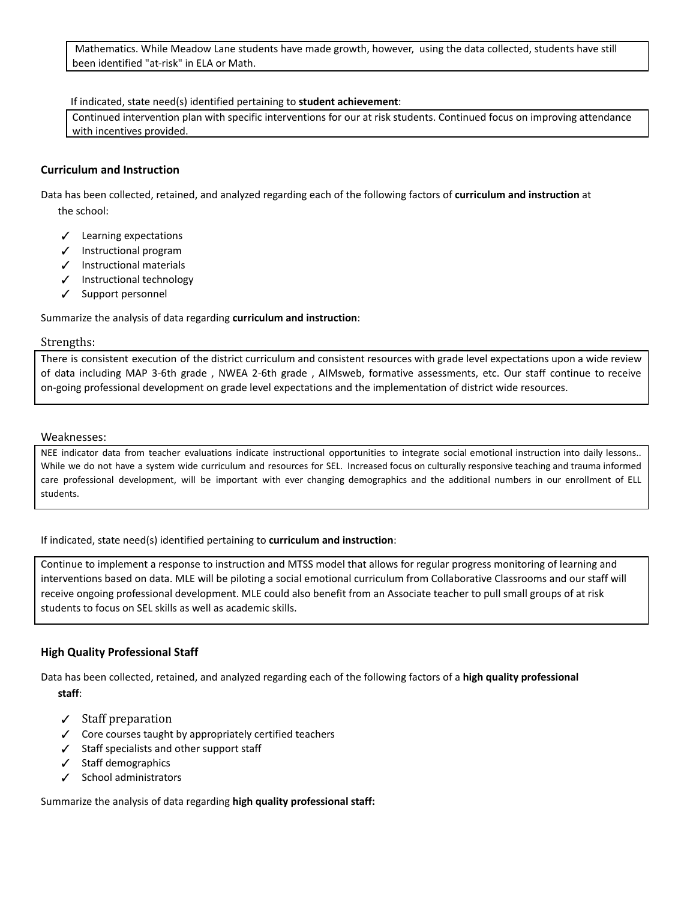Mathematics. While Meadow Lane students have made growth, however, using the data collected, students have still been identified "at-risk" in ELA or Math.

If indicated, state need(s) identified pertaining to **student achievement**:

Continued intervention plan with specific interventions for our at risk students. Continued focus on improving attendance with incentives provided.

### Curriculum and Instruction

Data has been collected, retained, and analyzed regarding each of the following factors of **curriculum and instruction** at the school:

- ✓ Learning expectations
- ✓ Instructional program
- ✓ Instructional materials
- ✓ Instructional technology
- ✓ Support personnel

Summarize the analysis of data regarding **curriculum and instruction**:

Strengths:

There is consistent execution of the district curriculum and consistent resources with grade level expectations upon a wide review of data including MAP 3-6th grade , NWEA 2-6th grade , AIMsweb, formative assessments, etc. Our staff continue to receive on-going professional development on grade level expectations and the implementation of district wide resources.

Weaknesses:

NEE indicator data from teacher evaluations indicate instructional opportunities to integrate social emotional instruction into daily lessons.. While we do not have a system wide curriculum and resources for SEL. Increased focus on culturally responsive teaching and trauma informed care professional development, will be important with ever changing demographics and the additional numbers in our enrollment of ELL students.

If indicated, state need(s) identified pertaining to **curriculum and instruction**:

Continue to implement a response to instruction and MTSS model that allows for regular progress monitoring of learning and interventions based on data. MLE will be piloting a social emotional curriculum from Collaborative Classrooms and our staff will receive ongoing professional development. MLE could also benefit from an Associate teacher to pull small groups of at risk students to focus on SEL skills as well as academic skills.

### High Quality Professional Staff

Data has been collected, retained, and analyzed regarding each of the following factors of a **high quality professional staff**:

- ✓ Staff preparation
- ✓ Core courses taught by appropriately certified teachers
- ✓ Staff specialists and other support staff
- ✓ Staff demographics
- ✓ School administrators

Summarize the analysis of data regarding **high quality professional staff:**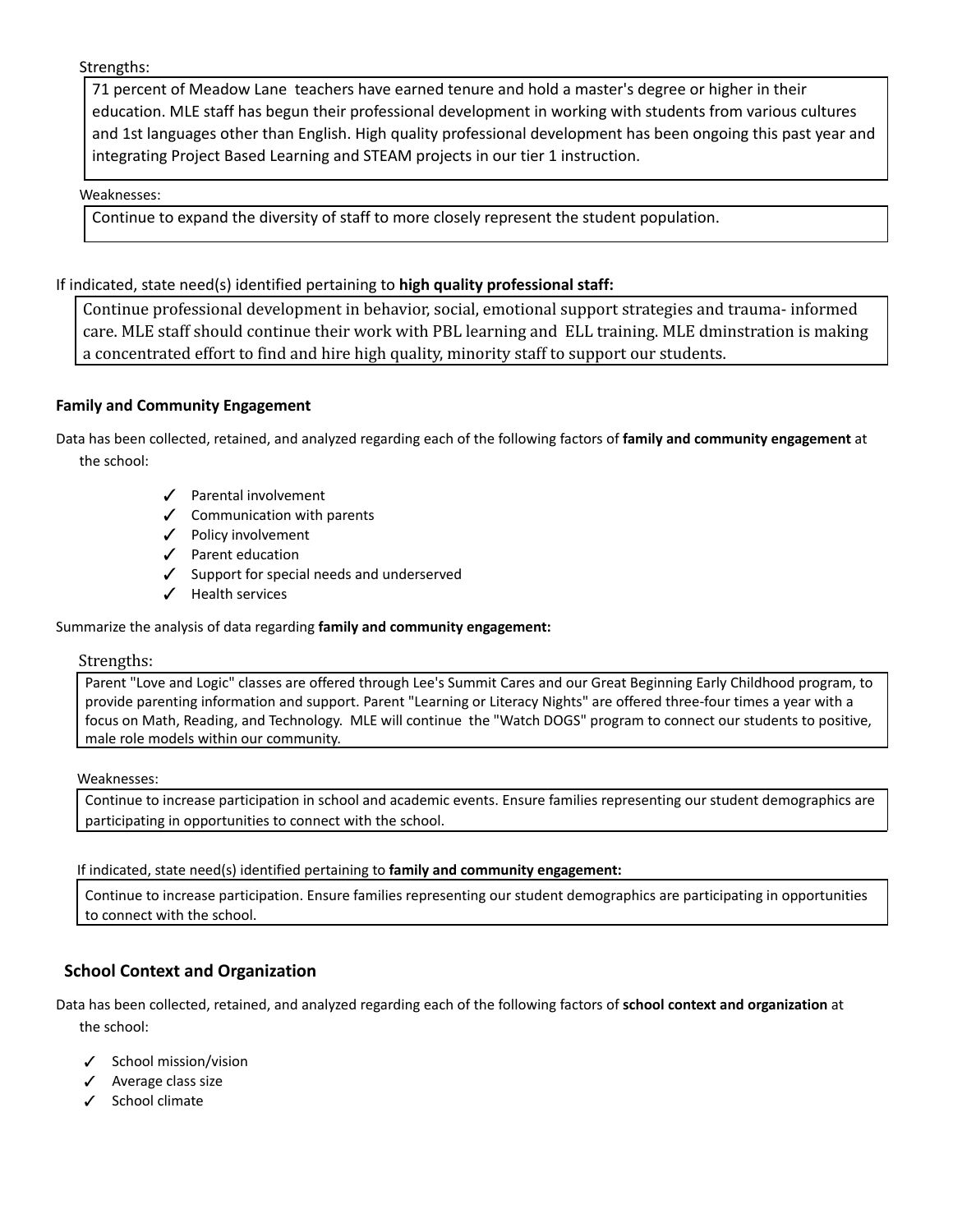Strengths:

71 percent of Meadow Lane  teachers have earned tenure and hold a master's degree or higher in their education. MLE staff has begun their professional development in working with students from various cultures and 1st languages other than English. High quality professional development has been ongoing this past year and integrating Project Based Learning and STEAM projects in our tier 1 instruction.

Weaknesses:

Continue to expand the diversity of staff to more closely represent the student population.

If indicated, state need(s) identified pertaining to **high quality professional staff:**

Continue professional development in behavior, social, emotional support strategies and trauma- informed care. MLE staff should continue their work with PBL learning and  ELL training. MLE dminstration is making a concentrated effort to find and hire high quality, minority staff to support our students.

**Family and Community Engagement**

Data has been collected, retained, and analyzed regarding each of the following factors of **family and community engagement** at the school:

- ✓ Parental involvement
- ✓ Communication with parents
- ✓ Policy involvement
- ✓ Parent education
- ✓ Support for special needs and underserved
- ✓ Health services

Summarize the analysis of data regarding **family and community engagement:**

Strengths:

Parent "Love and Logic" classes are offered through Lee's Summit Cares and our Great Beginning Early Childhood program, to provide parenting information and support. Parent "Learning or Literacy Nights" are offered three-four times a year with a focus on Math, Reading, and Technology.  MLE will continue  the "Watch DOGS" program to connect our students to positive, male role models within our community.

Weaknesses:

Continue to increase participation in school and academic events. Ensure families representing our student demographics are participating in opportunities to connect with the school.

If indicated, state need(s) identified pertaining to **family and community engagement:**

Continue to increase participation. Ensure families representing our student demographics are participating in opportunities to connect with the school.

**School Context and Organization**

Data has been collected, retained, and analyzed regarding each of the following factors of **school context and organization** at the school:

- ✓ School mission/vision
- ✓ Average class size
- ✓ School climate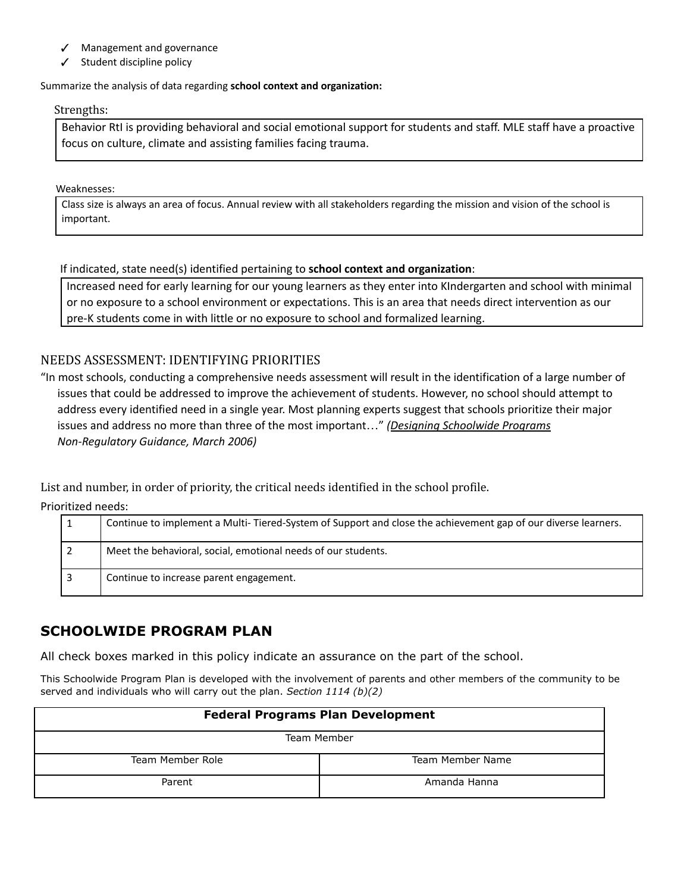- ✓ Management and governance
- ✓ Student discipline policy

Summarize the analysis of data regarding **school context and organization:**

Strengths:

Behavior RtI is providing behavioral and social emotional support for students and staff. MLE staff have a proactive focus on culture, climate and assisting families facing trauma.

Weaknesses:

Class size is always an area of focus. Annual review with all stakeholders regarding the mission and vision of the school is important.

If indicated, state need(s) identified pertaining to **school context and organization**:

Increased need for early learning for our young learners as they enter into KIndergarten and school with minimal or no exposure to a school environment or expectations. This is an area that needs direct intervention as our pre-K students come in with little or no exposure to school and formalized learning.

## NEEDS ASSESSMENT: IDENTIFYING PRIORITIES

"In most schools, conducting a comprehensive needs assessment will result in the identification of a large number of issues that could be addressed to improve the achievement of students. However, no school should attempt to address every identified need in a single year. Most planning experts suggest that schools prioritize their major issues and address no more than three of the most important…" *(Designing Schoolwide Programs Non-Regulatory Guidance, March 2006)*

List and number, in order of priority, the critical needs identified in the school profile.

Prioritized needs:

| | |
|---|---|
| 1 | Continue to implement a Multi- Tiered-System of Support and close the achievement gap of our diverse learners. |
| 2 | Meet the behavioral, social, emotional needs of our students. |
| 3 | Continue to increase parent engagement. |

## SCHOOLWIDE PROGRAM PLAN

All check boxes marked in this policy indicate an assurance on the part of the school.

This Schoolwide Program Plan is developed with the involvement of parents and other members of the community to be served and individuals who will carry out the plan. *Section 1114 (b)(2)*

| **Federal Programs Plan Development** | |
|---|---|
| Team Member | |
| Team Member Role | Team Member Name |
| Parent | Amanda Hanna |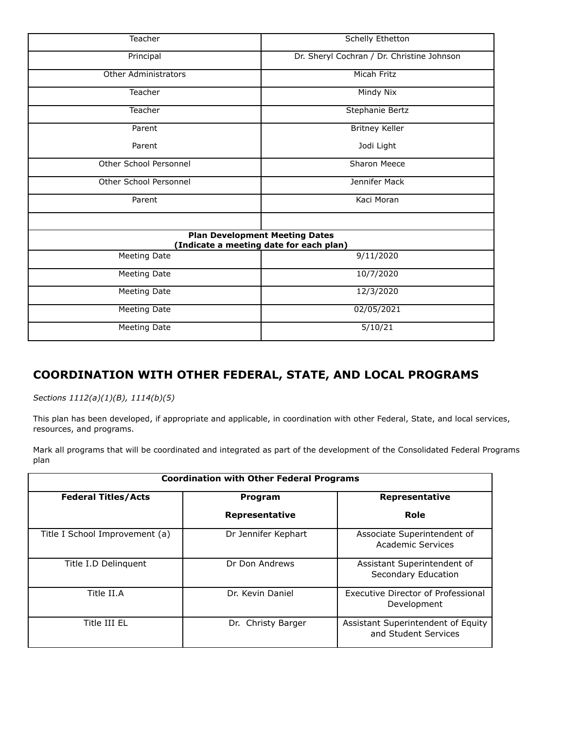| Teacher | Schelly Ethetton |
| --- | --- |
| Principal | Dr. Sheryl Cochran / Dr. Christine Johnson |
| Other Administrators | Micah Fritz |
| Teacher | Mindy Nix |
| Teacher | Stephanie Bertz |
| Parent<br>Parent | Britney Keller<br>Jodi Light |
| Other School Personnel | Sharon Meece |
| Other School Personnel | Jennifer Mack |
| Parent | Kaci Moran |
| | |
| **Plan Development Meeting Dates (Indicate a meeting date for each plan)** | |
| Meeting Date | 9/11/2020 |
| Meeting Date | 10/7/2020 |
| Meeting Date | 12/3/2020 |
| Meeting Date | 02/05/2021 |
| Meeting Date | 5/10/21 |

## COORDINATION WITH OTHER FEDERAL, STATE, AND LOCAL PROGRAMS

*Sections 1112(a)(1)(B), 1114(b)(5)*

This plan has been developed, if appropriate and applicable, in coordination with other Federal, State, and local services, resources, and programs.

Mark all programs that will be coordinated and integrated as part of the development of the Consolidated Federal Programs plan

| **Coordination with Other Federal Programs** | | |
| --- | --- | --- |
| **Federal Titles/Acts** | **Program Representative** | **Representative Role** |
| Title I School Improvement (a) | Dr Jennifer Kephart | Associate Superintendent of Academic Services |
| Title I.D Delinquent | Dr Don Andrews | Assistant Superintendent of Secondary Education |
| Title II.A | Dr. Kevin Daniel | Executive Director of Professional Development |
| Title III EL | Dr. Christy Barger | Assistant Superintendent of Equity and Student Services |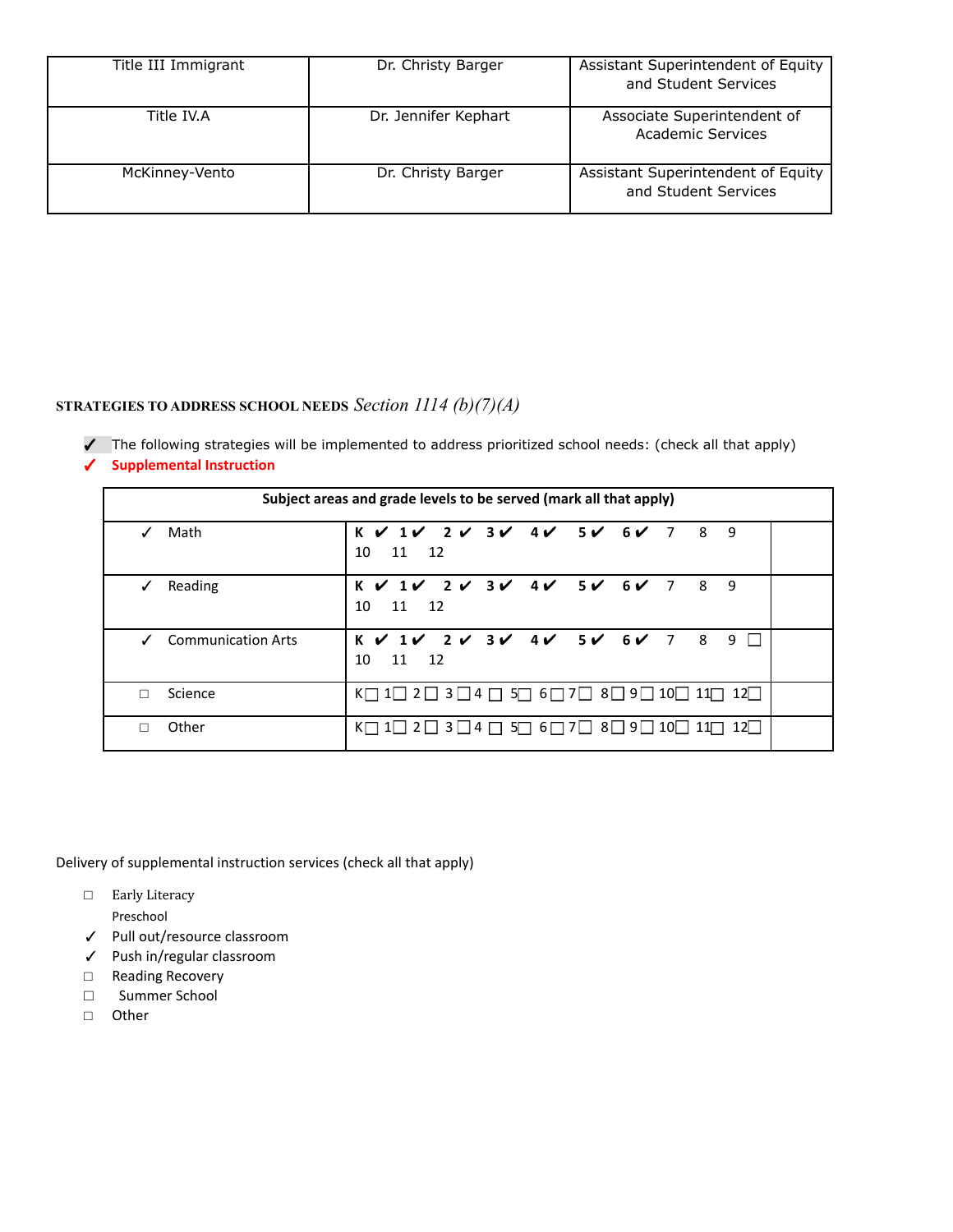| Title III Immigrant | Dr. Christy Barger | Assistant Superintendent of Equity and Student Services |
|---|---|---|
| Title IV.A | Dr. Jennifer Kephart | Associate Superintendent of Academic Services |
| McKinney-Vento | Dr. Christy Barger | Assistant Superintendent of Equity and Student Services |

**STRATEGIES TO ADDRESS SCHOOL NEEDS** *Section 1114 (b)(7)(A)*

✓ The following strategies will be implemented to address prioritized school needs: (check all that apply)

✓ **Supplemental Instruction**

| Subject areas and grade levels to be served (mark all that apply) | | |
|---|---|---|
| ✓ Math | **K ✔ 1✔ 2 ✔ 3✔ 4✔ 5✔ 6✔** 7 8 9 10 11 12 | |
| ✓ Reading | **K ✔ 1✔ 2 ✔ 3✔ 4✔ 5✔ 6✔** 7 8 9 10 11 12 | |
| ✓ Communication Arts | **K ✔ 1✔ 2 ✔ 3✔ 4✔ 5✔ 6✔** 7 8 9 ☐ 10 11 12 | |
| ☐ Science | K☐ 1☐ 2☐ 3☐ 4☐ 5☐ 6☐ 7☐ 8☐ 9☐ 10☐ 11☐ 12☐ | |
| ☐ Other | K☐ 1☐ 2☐ 3☐ 4☐ 5☐ 6☐ 7☐ 8☐ 9☐ 10☐ 11☐ 12☐ | |

Delivery of supplemental instruction services (check all that apply)

- ☐ Early Literacy
  Preschool
- ✓ Pull out/resource classroom
- ✓ Push in/regular classroom
- ☐ Reading Recovery
- ☐ Summer School
- ☐ Other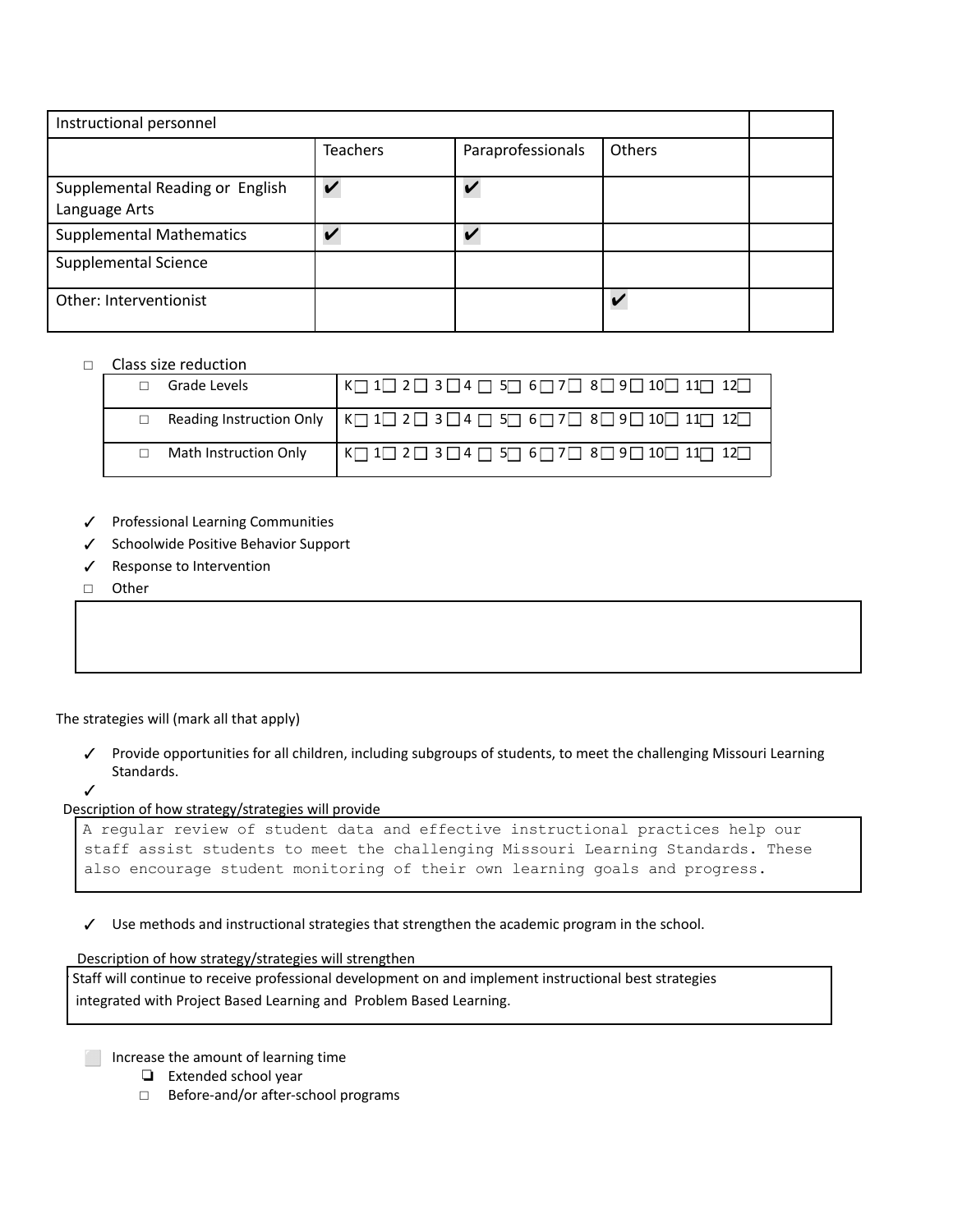| Instructional personnel | | | | |
|---|---|---|---|---|
| | Teachers | Paraprofessionals | Others | |
| Supplemental Reading or English Language Arts | ✔ | ✔ | | |
| Supplemental Mathematics | ✔ | ✔ | | |
| Supplemental Science | | | | |
| Other: Interventionist | | | ✔ | |

- □ Class size reduction

| | |
|---|---|
| □ Grade Levels | K☐ 1☐ 2☐ 3☐ 4☐ 5☐ 6☐ 7☐ 8☐ 9☐ 10☐ 11☐ 12☐ |
| □ Reading Instruction Only | K☐ 1☐ 2☐ 3☐ 4☐ 5☐ 6☐ 7☐ 8☐ 9☐ 10☐ 11☐ 12☐ |
| □ Math Instruction Only | K☐ 1☐ 2☐ 3☐ 4☐ 5☐ 6☐ 7☐ 8☐ 9☐ 10☐ 11☐ 12☐ |

- ✓ Professional Learning Communities
- ✓ Schoolwide Positive Behavior Support
- ✓ Response to Intervention
- □ Other

The strategies will (mark all that apply)

- ✓ Provide opportunities for all children, including subgroups of students, to meet the challenging Missouri Learning Standards.
- ✓

Description of how strategy/strategies will provide

A regular review of student data and effective instructional practices help our staff assist students to meet the challenging Missouri Learning Standards. These also encourage student monitoring of their own learning goals and progress.

- ✓ Use methods and instructional strategies that strengthen the academic program in the school.

Description of how strategy/strategies will strengthen

Staff will continue to receive professional development on and implement instructional best strategies integrated with Project Based Learning and Problem Based Learning.

- ⬜ Increase the amount of learning time
  - ❏ Extended school year
  - □ Before-and/or after-school programs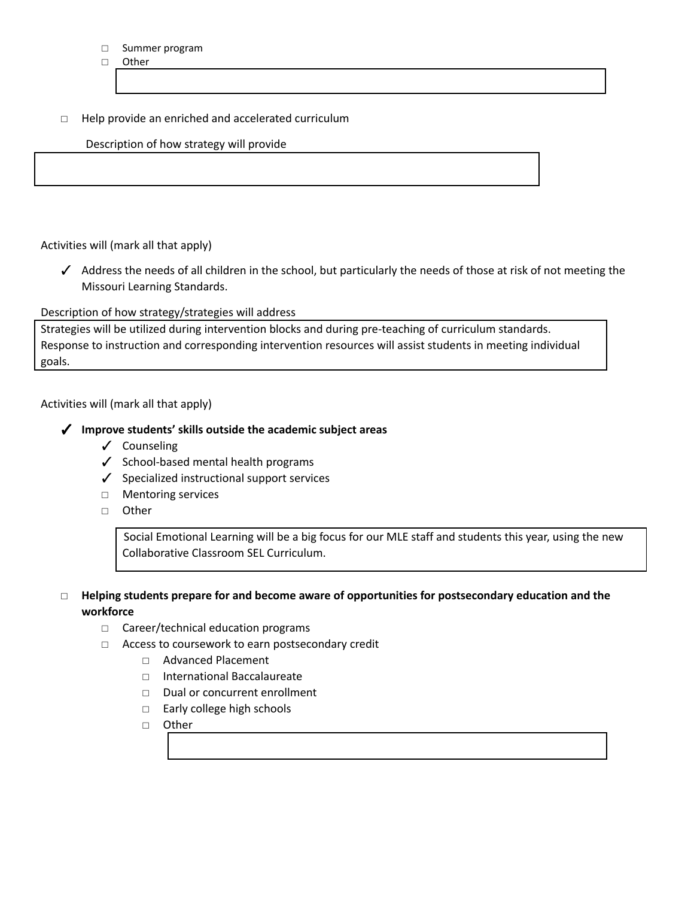- ☐ Summer program
- ☐ Other

- ☐ Help provide an enriched and accelerated curriculum

Description of how strategy will provide

Activities will (mark all that apply)

- ✓ Address the needs of all children in the school, but particularly the needs of those at risk of not meeting the Missouri Learning Standards.

Description of how strategy/strategies will address

Strategies will be utilized during intervention blocks and during pre-teaching of curriculum standards. Response to instruction and corresponding intervention resources will assist students in meeting individual goals.

Activities will (mark all that apply)

- ✓ **Improve students' skills outside the academic subject areas**
  - ✓ Counseling
  - ✓ School-based mental health programs
  - ✓ Specialized instructional support services
  - ☐ Mentoring services
  - ☐ Other

Social Emotional Learning will be a big focus for our MLE staff and students this year, using the new Collaborative Classroom SEL Curriculum.

- ☐ **Helping students prepare for and become aware of opportunities for postsecondary education and the workforce**
  - ☐ Career/technical education programs
  - ☐ Access to coursework to earn postsecondary credit
    - ☐ Advanced Placement
    - ☐ International Baccalaureate
    - ☐ Dual or concurrent enrollment
    - ☐ Early college high schools
    - ☐ Other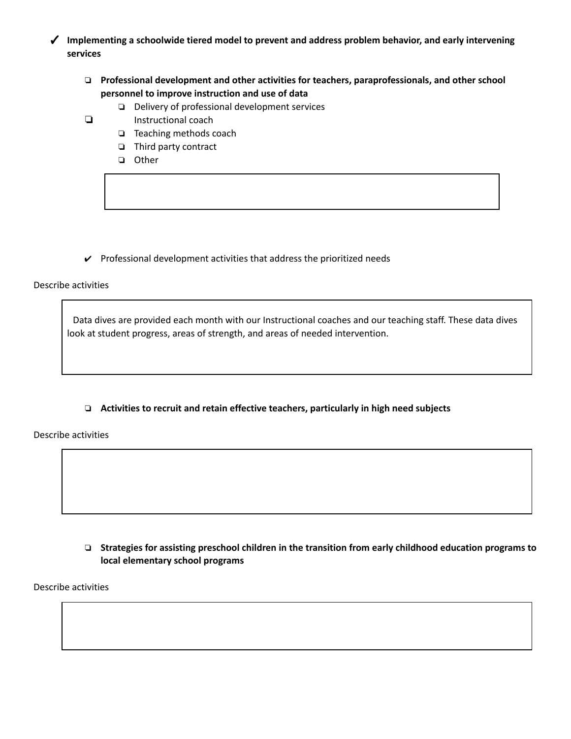✓ **Implementing a schoolwide tiered model to prevent and address problem behavior, and early intervening services**

- ❑ **Professional development and other activities for teachers, paraprofessionals, and other school personnel to improve instruction and use of data**
  - ❑ Delivery of professional development services
  - ❑ Instructional coach
  - ❑ Teaching methods coach
  - ❑ Third party contract
  - ❑ Other

- ✔ Professional development activities that address the prioritized needs

Describe activities

Data dives are provided each month with our Instructional coaches and our teaching staff. These data dives look at student progress, areas of strength, and areas of needed intervention.

- ❑ **Activities to recruit and retain effective teachers, particularly in high need subjects**

Describe activities

- ❑ **Strategies for assisting preschool children in the transition from early childhood education programs to local elementary school programs**

Describe activities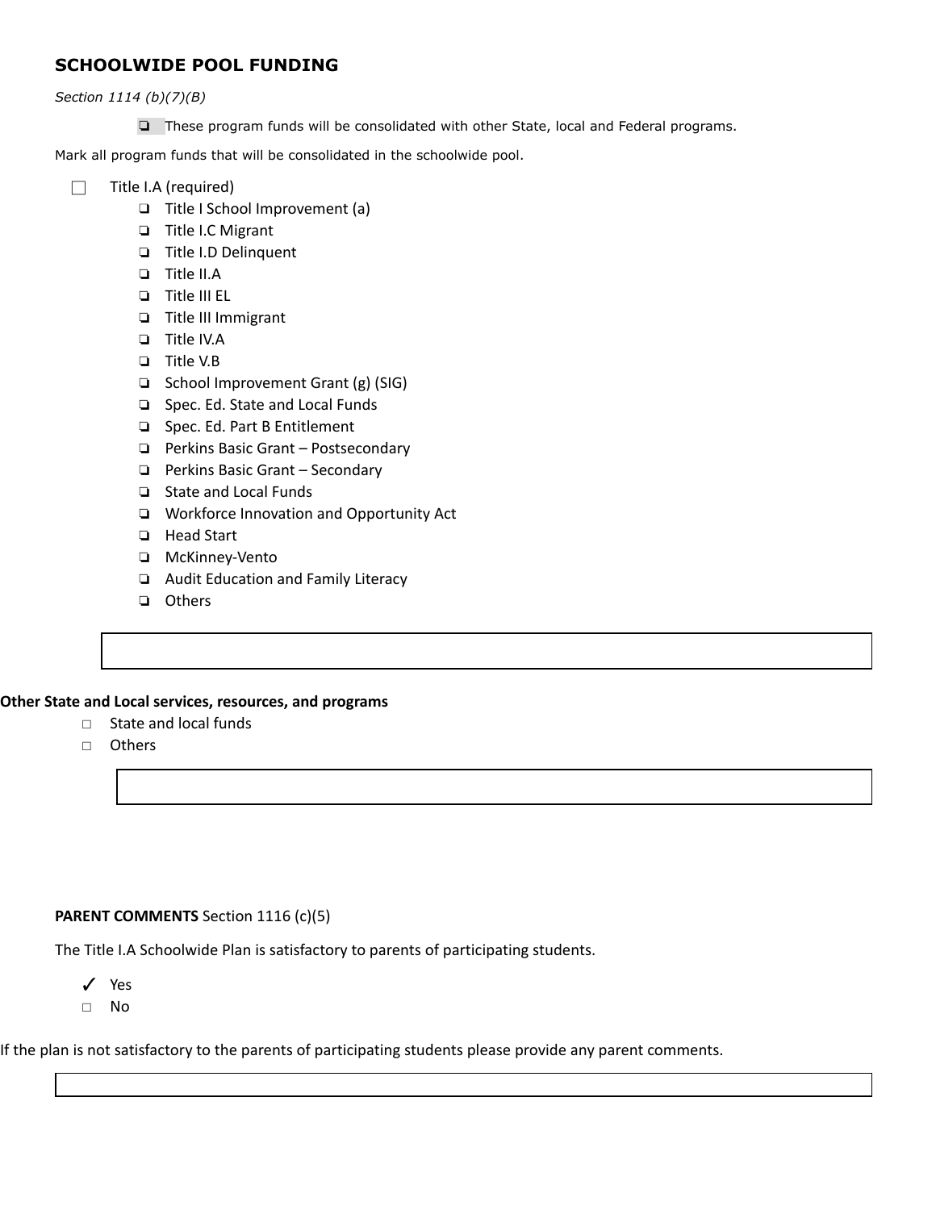## SCHOOLWIDE POOL FUNDING

*Section 1114 (b)(7)(B)*

- [ ] These program funds will be consolidated with other State, local and Federal programs.

Mark all program funds that will be consolidated in the schoolwide pool.

- [ ] Title I.A (required)
  - [ ] Title I School Improvement (a)
  - [ ] Title I.C Migrant
  - [ ] Title I.D Delinquent
  - [ ] Title II.A
  - [ ] Title III EL
  - [ ] Title III Immigrant
  - [ ] Title IV.A
  - [ ] Title V.B
  - [ ] School Improvement Grant (g) (SIG)
  - [ ] Spec. Ed. State and Local Funds
  - [ ] Spec. Ed. Part B Entitlement
  - [ ] Perkins Basic Grant – Postsecondary
  - [ ] Perkins Basic Grant – Secondary
  - [ ] State and Local Funds
  - [ ] Workforce Innovation and Opportunity Act
  - [ ] Head Start
  - [ ] McKinney-Vento
  - [ ] Audit Education and Family Literacy
  - [ ] Others

**Other State and Local services, resources, and programs**

- [ ] State and local funds
- [ ] Others

**PARENT COMMENTS** Section 1116 (c)(5)

The Title I.A Schoolwide Plan is satisfactory to parents of participating students.

- [x] Yes
- [ ] No

If the plan is not satisfactory to the parents of participating students please provide any parent comments.